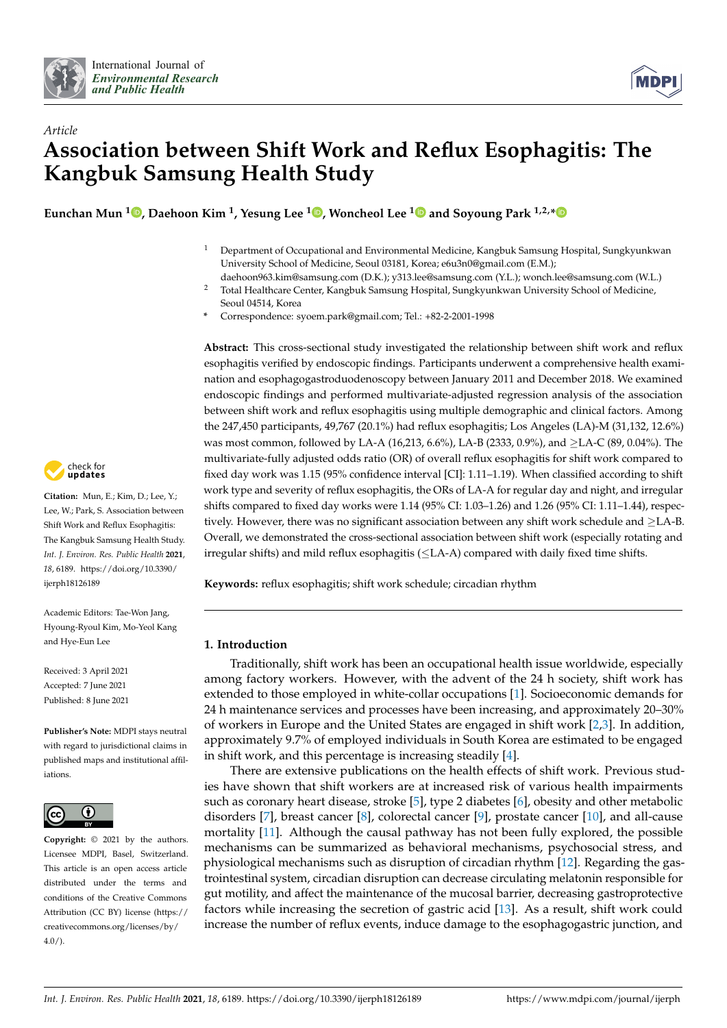Article

# Association between Shift Work and Reflux Esophagitis: The Kangbuk Samsung Health Study

**Eunchan Mun [1], Daehoon Kim [1], Yesung Lee [1], Woncheol Lee [1] and Soyoung Park [1,2,*]**

[1] Department of Occupational and Environmental Medicine, Kangbuk Samsung Hospital, Sungkyunkwan University School of Medicine, Seoul 03181, Korea; e6u3n0@gmail.com (E.M.); daehoon963.kim@samsung.com (D.K.); y313.lee@samsung.com (Y.L.); wonch.lee@samsung.com (W.L.)

[2] Total Healthcare Center, Kangbuk Samsung Hospital, Sungkyunkwan University School of Medicine, Seoul 04514, Korea

* Correspondence: syoem.park@gmail.com; Tel.: +82-2-2001-1998

**Abstract:** This cross-sectional study investigated the relationship between shift work and reflux esophagitis verified by endoscopic findings. Participants underwent a comprehensive health examination and esophagogastroduodenoscopy between January 2011 and December 2018. We examined endoscopic findings and performed multivariate-adjusted regression analysis of the association between shift work and reflux esophagitis using multiple demographic and clinical factors. Among the 247,450 participants, 49,767 (20.1%) had reflux esophagitis; Los Angeles (LA)-M (31,132, 12.6%) was most common, followed by LA-A (16,213, 6.6%), LA-B (2333, 0.9%), and ≥LA-C (89, 0.04%). The multivariate-fully adjusted odds ratio (OR) of overall reflux esophagitis for shift work compared to fixed day work was 1.15 (95% confidence interval [CI]: 1.11–1.19). When classified according to shift work type and severity of reflux esophagitis, the ORs of LA-A for regular day and night, and irregular shifts compared to fixed day works were 1.14 (95% CI: 1.03–1.26) and 1.26 (95% CI: 1.11–1.44), respectively. However, there was no significant association between any shift work schedule and ≥LA-B. Overall, we demonstrated the cross-sectional association between shift work (especially rotating and irregular shifts) and mild reflux esophagitis (≤LA-A) compared with daily fixed time shifts.

**Keywords:** reflux esophagitis; shift work schedule; circadian rhythm

**Citation:** Mun, E.; Kim, D.; Lee, Y.; Lee, W.; Park, S. Association between Shift Work and Reflux Esophagitis: The Kangbuk Samsung Health Study. *Int. J. Environ. Res. Public Health* **2021**, *18*, 6189. https://doi.org/10.3390/ijerph18126189

Academic Editors: Tae-Won Jang, Hyoung-Ryoul Kim, Mo-Yeol Kang and Hye-Eun Lee

Received: 3 April 2021
Accepted: 7 June 2021
Published: 8 June 2021

**Publisher's Note:** MDPI stays neutral with regard to jurisdictional claims in published maps and institutional affiliations.

**Copyright:** © 2021 by the authors. Licensee MDPI, Basel, Switzerland. This article is an open access article distributed under the terms and conditions of the Creative Commons Attribution (CC BY) license (https://creativecommons.org/licenses/by/4.0/).

## 1. Introduction

Traditionally, shift work has been an occupational health issue worldwide, especially among factory workers. However, with the advent of the 24 h society, shift work has extended to those employed in white-collar occupations [1]. Socioeconomic demands for 24 h maintenance services and processes have been increasing, and approximately 20–30% of workers in Europe and the United States are engaged in shift work [2,3]. In addition, approximately 9.7% of employed individuals in South Korea are estimated to be engaged in shift work, and this percentage is increasing steadily [4].

There are extensive publications on the health effects of shift work. Previous studies have shown that shift workers are at increased risk of various health impairments such as coronary heart disease, stroke [5], type 2 diabetes [6], obesity and other metabolic disorders [7], breast cancer [8], colorectal cancer [9], prostate cancer [10], and all-cause mortality [11]. Although the causal pathway has not been fully explored, the possible mechanisms can be summarized as behavioral mechanisms, psychosocial stress, and physiological mechanisms such as disruption of circadian rhythm [12]. Regarding the gastrointestinal system, circadian disruption can decrease circulating melatonin responsible for gut motility, and affect the maintenance of the mucosal barrier, decreasing gastroprotective factors while increasing the secretion of gastric acid [13]. As a result, shift work could increase the number of reflux events, induce damage to the esophagogastric junction, and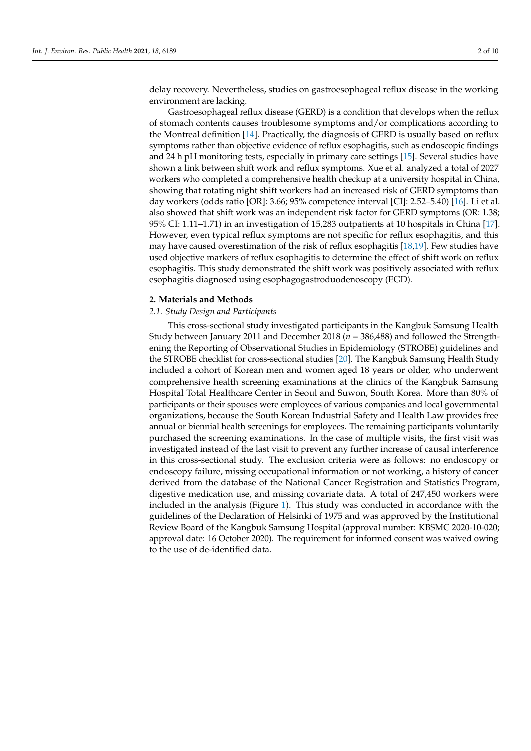delay recovery. Nevertheless, studies on gastroesophageal reflux disease in the working environment are lacking.

Gastroesophageal reflux disease (GERD) is a condition that develops when the reflux of stomach contents causes troublesome symptoms and/or complications according to the Montreal definition [14]. Practically, the diagnosis of GERD is usually based on reflux symptoms rather than objective evidence of reflux esophagitis, such as endoscopic findings and 24 h pH monitoring tests, especially in primary care settings [15]. Several studies have shown a link between shift work and reflux symptoms. Xue et al. analyzed a total of 2027 workers who completed a comprehensive health checkup at a university hospital in China, showing that rotating night shift workers had an increased risk of GERD symptoms than day workers (odds ratio [OR]: 3.66; 95% competence interval [CI]: 2.52–5.40) [16]. Li et al. also showed that shift work was an independent risk factor for GERD symptoms (OR: 1.38; 95% CI: 1.11–1.71) in an investigation of 15,283 outpatients at 10 hospitals in China [17]. However, even typical reflux symptoms are not specific for reflux esophagitis, and this may have caused overestimation of the risk of reflux esophagitis [18,19]. Few studies have used objective markers of reflux esophagitis to determine the effect of shift work on reflux esophagitis. This study demonstrated the shift work was positively associated with reflux esophagitis diagnosed using esophagogastroduodenoscopy (EGD).

## 2. Materials and Methods

### 2.1. Study Design and Participants

This cross-sectional study investigated participants in the Kangbuk Samsung Health Study between January 2011 and December 2018 (*n* = 386,488) and followed the Strengthening the Reporting of Observational Studies in Epidemiology (STROBE) guidelines and the STROBE checklist for cross-sectional studies [20]. The Kangbuk Samsung Health Study included a cohort of Korean men and women aged 18 years or older, who underwent comprehensive health screening examinations at the clinics of the Kangbuk Samsung Hospital Total Healthcare Center in Seoul and Suwon, South Korea. More than 80% of participants or their spouses were employees of various companies and local governmental organizations, because the South Korean Industrial Safety and Health Law provides free annual or biennial health screenings for employees. The remaining participants voluntarily purchased the screening examinations. In the case of multiple visits, the first visit was investigated instead of the last visit to prevent any further increase of causal interference in this cross-sectional study. The exclusion criteria were as follows: no endoscopy or endoscopy failure, missing occupational information or not working, a history of cancer derived from the database of the National Cancer Registration and Statistics Program, digestive medication use, and missing covariate data. A total of 247,450 workers were included in the analysis (Figure 1). This study was conducted in accordance with the guidelines of the Declaration of Helsinki of 1975 and was approved by the Institutional Review Board of the Kangbuk Samsung Hospital (approval number: KBSMC 2020-10-020; approval date: 16 October 2020). The requirement for informed consent was waived owing to the use of de-identified data.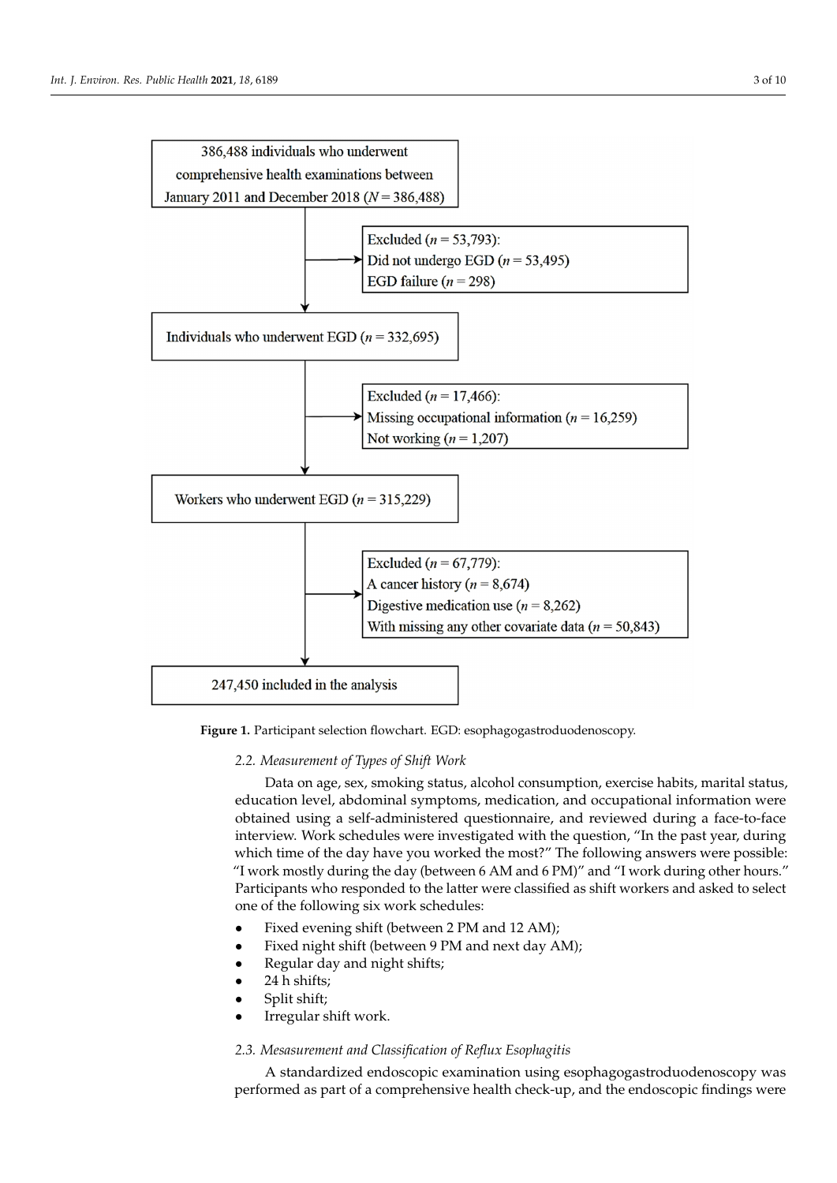386,488 individuals who underwent comprehensive health examinations between January 2011 and December 2018 ($N = 386,488$)

Excluded ($n = 53,793$):
Did not undergo EGD ($n = 53,495$)
EGD failure ($n = 298$)

Individuals who underwent EGD ($n = 332,695$)

Excluded ($n = 17,466$):
Missing occupational information ($n = 16,259$)
Not working ($n = 1,207$)

Workers who underwent EGD ($n = 315,229$)

Excluded ($n = 67,779$):
A cancer history ($n = 8,674$)
Digestive medication use ($n = 8,262$)
With missing any other covariate data ($n = 50,843$)

247,450 included in the analysis

**Figure 1.** Participant selection flowchart. EGD: esophagogastroduodenoscopy.

### 2.2. Measurement of Types of Shift Work

Data on age, sex, smoking status, alcohol consumption, exercise habits, marital status, education level, abdominal symptoms, medication, and occupational information were obtained using a self-administered questionnaire, and reviewed during a face-to-face interview. Work schedules were investigated with the question, "In the past year, during which time of the day have you worked the most?" The following answers were possible: "I work mostly during the day (between 6 AM and 6 PM)" and "I work during other hours." Participants who responded to the latter were classified as shift workers and asked to select one of the following six work schedules:

- Fixed evening shift (between 2 PM and 12 AM);
- Fixed night shift (between 9 PM and next day AM);
- Regular day and night shifts;
- 24 h shifts;
- Split shift;
- Irregular shift work.

### 2.3. Mesasurement and Classification of Reflux Esophagitis

A standardized endoscopic examination using esophagogastroduodenoscopy was performed as part of a comprehensive health check-up, and the endoscopic findings were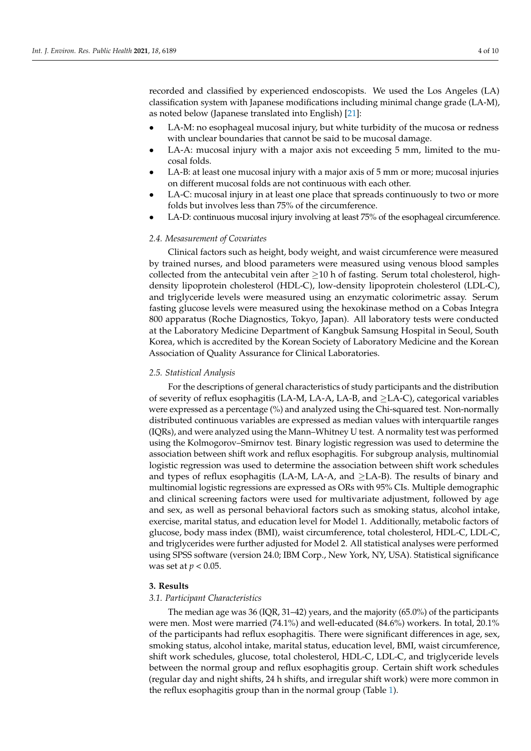recorded and classified by experienced endoscopists. We used the Los Angeles (LA) classification system with Japanese modifications including minimal change grade (LA-M), as noted below (Japanese translated into English) [21]:

- LA-M: no esophageal mucosal injury, but white turbidity of the mucosa or redness with unclear boundaries that cannot be said to be mucosal damage.
- LA-A: mucosal injury with a major axis not exceeding 5 mm, limited to the mucosal folds.
- LA-B: at least one mucosal injury with a major axis of 5 mm or more; mucosal injuries on different mucosal folds are not continuous with each other.
- LA-C: mucosal injury in at least one place that spreads continuously to two or more folds but involves less than 75% of the circumference.
- LA-D: continuous mucosal injury involving at least 75% of the esophageal circumference.

### 2.4. Mesasurement of Covariates

Clinical factors such as height, body weight, and waist circumference were measured by trained nurses, and blood parameters were measured using venous blood samples collected from the antecubital vein after $\geq$10 h of fasting. Serum total cholesterol, high-density lipoprotein cholesterol (HDL-C), low-density lipoprotein cholesterol (LDL-C), and triglyceride levels were measured using an enzymatic colorimetric assay. Serum fasting glucose levels were measured using the hexokinase method on a Cobas Integra 800 apparatus (Roche Diagnostics, Tokyo, Japan). All laboratory tests were conducted at the Laboratory Medicine Department of Kangbuk Samsung Hospital in Seoul, South Korea, which is accredited by the Korean Society of Laboratory Medicine and the Korean Association of Quality Assurance for Clinical Laboratories.

### 2.5. Statistical Analysis

For the descriptions of general characteristics of study participants and the distribution of severity of reflux esophagitis (LA-M, LA-A, LA-B, and $\geq$LA-C), categorical variables were expressed as a percentage (%) and analyzed using the Chi-squared test. Non-normally distributed continuous variables are expressed as median values with interquartile ranges (IQRs), and were analyzed using the Mann–Whitney U test. A normality test was performed using the Kolmogorov–Smirnov test. Binary logistic regression was used to determine the association between shift work and reflux esophagitis. For subgroup analysis, multinomial logistic regression was used to determine the association between shift work schedules and types of reflux esophagitis (LA-M, LA-A, and $\geq$LA-B). The results of binary and multinomial logistic regressions are expressed as ORs with 95% CIs. Multiple demographic and clinical screening factors were used for multivariate adjustment, followed by age and sex, as well as personal behavioral factors such as smoking status, alcohol intake, exercise, marital status, and education level for Model 1. Additionally, metabolic factors of glucose, body mass index (BMI), waist circumference, total cholesterol, HDL-C, LDL-C, and triglycerides were further adjusted for Model 2. All statistical analyses were performed using SPSS software (version 24.0; IBM Corp., New York, NY, USA). Statistical significance was set at $p < 0.05$.

## 3. Results

### 3.1. Participant Characteristics

The median age was 36 (IQR, 31–42) years, and the majority (65.0%) of the participants were men. Most were married (74.1%) and well-educated (84.6%) workers. In total, 20.1% of the participants had reflux esophagitis. There were significant differences in age, sex, smoking status, alcohol intake, marital status, education level, BMI, waist circumference, shift work schedules, glucose, total cholesterol, HDL-C, LDL-C, and triglyceride levels between the normal group and reflux esophagitis group. Certain shift work schedules (regular day and night shifts, 24 h shifts, and irregular shift work) were more common in the reflux esophagitis group than in the normal group (Table 1).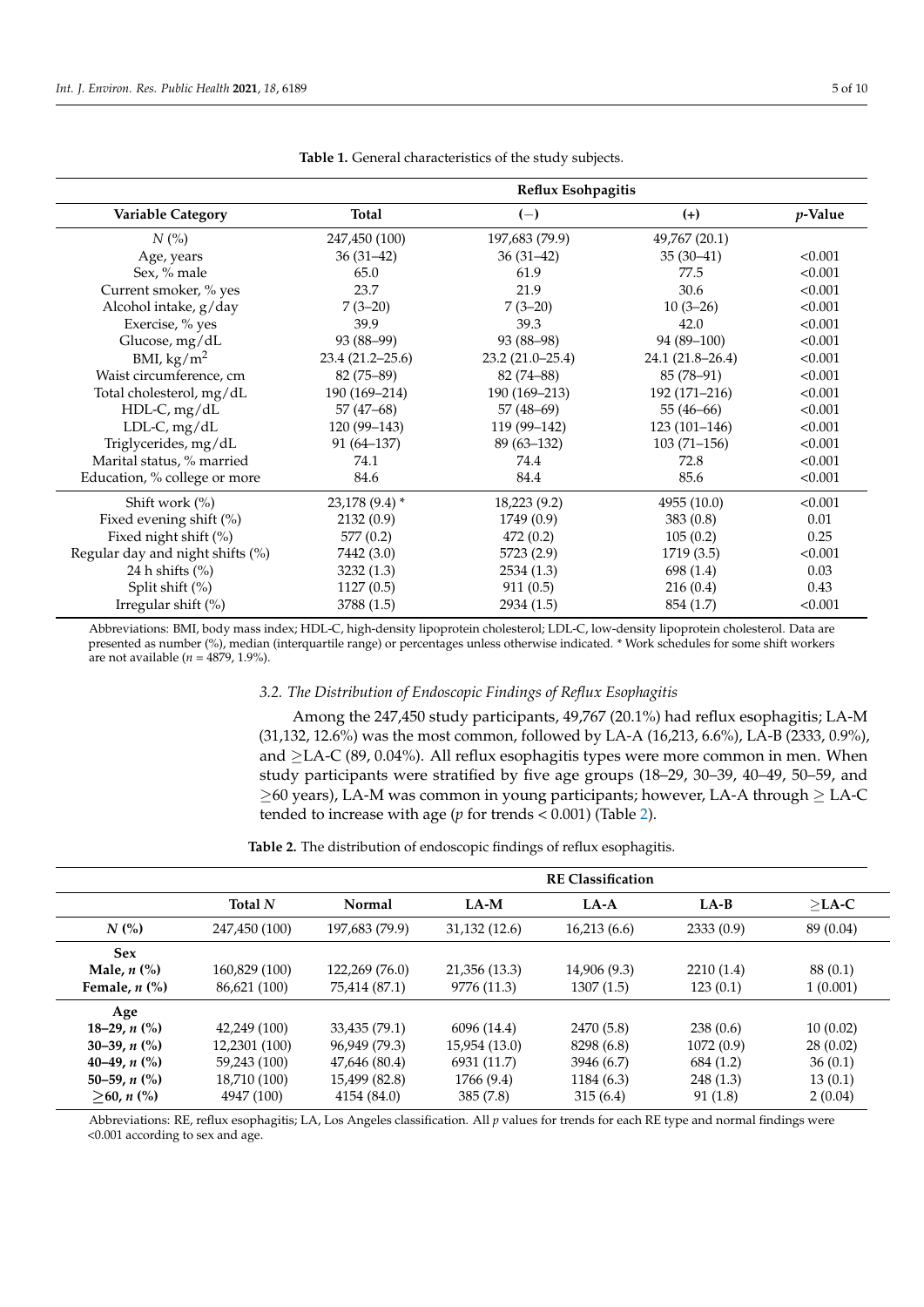**Table 1.** General characteristics of the study subjects.

| Variable Category | Total | Reflux Esohpagitis | | |
|---|---|---|---|---|
| | | (−) | (+) | *p*-Value |
| $N$ (%) | 247,450 (100) | 197,683 (79.9) | 49,767 (20.1) | |
| Age, years | 36 (31–42) | 36 (31–42) | 35 (30–41) | <0.001 |
| Sex, % male | 65.0 | 61.9 | 77.5 | <0.001 |
| Current smoker, % yes | 23.7 | 21.9 | 30.6 | <0.001 |
| Alcohol intake, g/day | 7 (3–20) | 7 (3–20) | 10 (3–26) | <0.001 |
| Exercise, % yes | 39.9 | 39.3 | 42.0 | <0.001 |
| Glucose, mg/dL | 93 (88–99) | 93 (88–98) | 94 (89–100) | <0.001 |
| BMI, kg/m$^2$ | 23.4 (21.2–25.6) | 23.2 (21.0–25.4) | 24.1 (21.8–26.4) | <0.001 |
| Waist circumference, cm | 82 (75–89) | 82 (74–88) | 85 (78–91) | <0.001 |
| Total cholesterol, mg/dL | 190 (169–214) | 190 (169–213) | 192 (171–216) | <0.001 |
| HDL-C, mg/dL | 57 (47–68) | 57 (48–69) | 55 (46–66) | <0.001 |
| LDL-C, mg/dL | 120 (99–143) | 119 (99–142) | 123 (101–146) | <0.001 |
| Triglycerides, mg/dL | 91 (64–137) | 89 (63–132) | 103 (71–156) | <0.001 |
| Marital status, % married | 74.1 | 74.4 | 72.8 | <0.001 |
| Education, % college or more | 84.6 | 84.4 | 85.6 | <0.001 |
| Shift work (%) | 23,178 (9.4) * | 18,223 (9.2) | 4955 (10.0) | <0.001 |
| Fixed evening shift (%) | 2132 (0.9) | 1749 (0.9) | 383 (0.8) | 0.01 |
| Fixed night shift (%) | 577 (0.2) | 472 (0.2) | 105 (0.2) | 0.25 |
| Regular day and night shifts (%) | 7442 (3.0) | 5723 (2.9) | 1719 (3.5) | <0.001 |
| 24 h shifts (%) | 3232 (1.3) | 2534 (1.3) | 698 (1.4) | 0.03 |
| Split shift (%) | 1127 (0.5) | 911 (0.5) | 216 (0.4) | 0.43 |
| Irregular shift (%) | 3788 (1.5) | 2934 (1.5) | 854 (1.7) | <0.001 |

Abbreviations: BMI, body mass index; HDL-C, high-density lipoprotein cholesterol; LDL-C, low-density lipoprotein cholesterol. Data are presented as number (%), median (interquartile range) or percentages unless otherwise indicated. * Work schedules for some shift workers are not available ($n$ = 4879, 1.9%).

### 3.2. The Distribution of Endoscopic Findings of Reflux Esophagitis

Among the 247,450 study participants, 49,767 (20.1%) had reflux esophagitis; LA-M (31,132, 12.6%) was the most common, followed by LA-A (16,213, 6.6%), LA-B (2333, 0.9%), and ≥LA-C (89, 0.04%). All reflux esophagitis types were more common in men. When study participants were stratified by five age groups (18–29, 30–39, 40–49, 50–59, and ≥60 years), LA-M was common in young participants; however, LA-A through ≥ LA-C tended to increase with age ($p$ for trends < 0.001) (Table 2).

**Table 2.** The distribution of endoscopic findings of reflux esophagitis.

| | Total $N$ | Normal | RE Classification | | | |
|---|---|---|---|---|---|---|
| | | | **LA-M** | **LA-A** | **LA-B** | **≥LA-C** |
| **$N$ (%)** | 247,450 (100) | 197,683 (79.9) | 31,132 (12.6) | 16,213 (6.6) | 2333 (0.9) | 89 (0.04) |
| **Sex** | | | | | | |
| **Male, $n$ (%)** | 160,829 (100) | 122,269 (76.0) | 21,356 (13.3) | 14,906 (9.3) | 2210 (1.4) | 88 (0.1) |
| **Female, $n$ (%)** | 86,621 (100) | 75,414 (87.1) | 9776 (11.3) | 1307 (1.5) | 123 (0.1) | 1 (0.001) |
| **Age** | | | | | | |
| **18–29, $n$ (%)** | 42,249 (100) | 33,435 (79.1) | 6096 (14.4) | 2470 (5.8) | 238 (0.6) | 10 (0.02) |
| **30–39, $n$ (%)** | 12,2301 (100) | 96,949 (79.3) | 15,954 (13.0) | 8298 (6.8) | 1072 (0.9) | 28 (0.02) |
| **40–49, $n$ (%)** | 59,243 (100) | 47,646 (80.4) | 6931 (11.7) | 3946 (6.7) | 684 (1.2) | 36 (0.1) |
| **50–59, $n$ (%)** | 18,710 (100) | 15,499 (82.8) | 1766 (9.4) | 1184 (6.3) | 248 (1.3) | 13 (0.1) |
| **≥60, $n$ (%)** | 4947 (100) | 4154 (84.0) | 385 (7.8) | 315 (6.4) | 91 (1.8) | 2 (0.04) |

Abbreviations: RE, reflux esophagitis; LA, Los Angeles classification. All $p$ values for trends for each RE type and normal findings were <0.001 according to sex and age.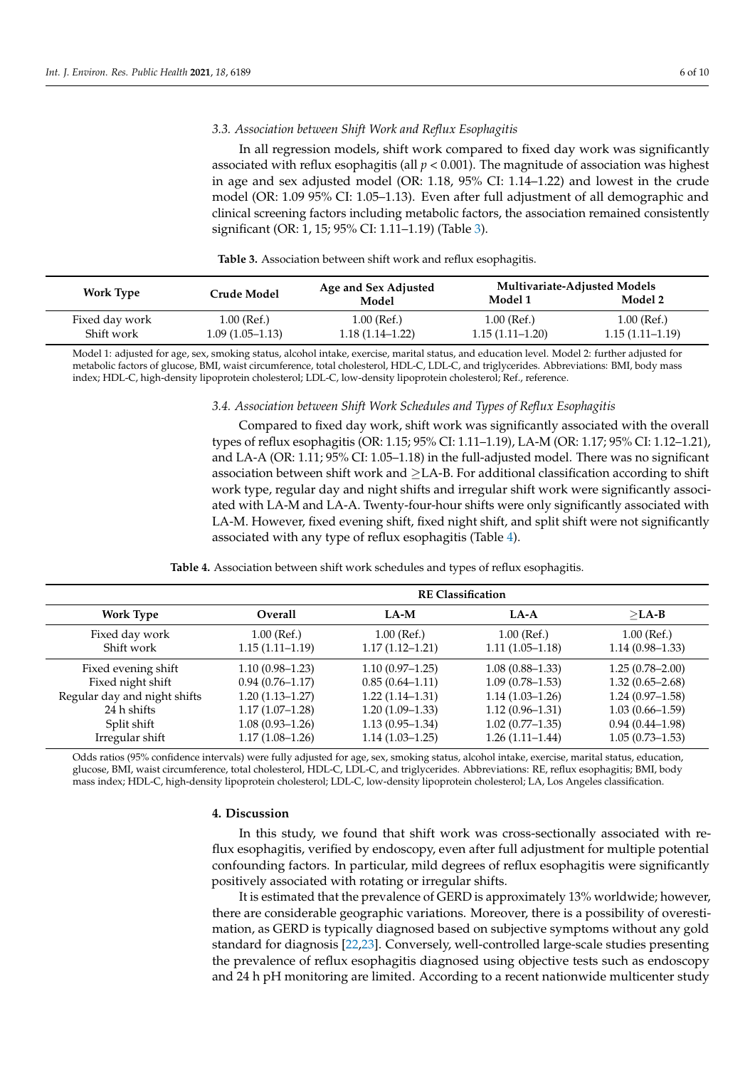### 3.3. Association between Shift Work and Reflux Esophagitis

In all regression models, shift work compared to fixed day work was significantly associated with reflux esophagitis (all $p < 0.001$). The magnitude of association was highest in age and sex adjusted model (OR: 1.18, 95% CI: 1.14–1.22) and lowest in the crude model (OR: 1.09 95% CI: 1.05–1.13). Even after full adjustment of all demographic and clinical screening factors including metabolic factors, the association remained consistently significant (OR: 1, 15; 95% CI: 1.11–1.19) (Table 3).

**Table 3.** Association between shift work and reflux esophagitis.

| Work Type | Crude Model | Age and Sex Adjusted Model | Multivariate-Adjusted Models | |
|---|---|---|---|---|
| | | | Model 1 | Model 2 |
| Fixed day work | 1.00 (Ref.) | 1.00 (Ref.) | 1.00 (Ref.) | 1.00 (Ref.) |
| Shift work | 1.09 (1.05–1.13) | 1.18 (1.14–1.22) | 1.15 (1.11–1.20) | 1.15 (1.11–1.19) |

Model 1: adjusted for age, sex, smoking status, alcohol intake, exercise, marital status, and education level. Model 2: further adjusted for metabolic factors of glucose, BMI, waist circumference, total cholesterol, HDL-C, LDL-C, and triglycerides. Abbreviations: BMI, body mass index; HDL-C, high-density lipoprotein cholesterol; LDL-C, low-density lipoprotein cholesterol; Ref., reference.

### 3.4. Association between Shift Work Schedules and Types of Reflux Esophagitis

Compared to fixed day work, shift work was significantly associated with the overall types of reflux esophagitis (OR: 1.15; 95% CI: 1.11–1.19), LA-M (OR: 1.17; 95% CI: 1.12–1.21), and LA-A (OR: 1.11; 95% CI: 1.05–1.18) in the full-adjusted model. There was no significant association between shift work and ≥LA-B. For additional classification according to shift work type, regular day and night shifts and irregular shift work were significantly associated with LA-M and LA-A. Twenty-four-hour shifts were only significantly associated with LA-M. However, fixed evening shift, fixed night shift, and split shift were not significantly associated with any type of reflux esophagitis (Table 4).

**Table 4.** Association between shift work schedules and types of reflux esophagitis.

| Work Type | RE Classification | | | |
|---|---|---|---|---|
| | Overall | LA-M | LA-A | ≥LA-B |
| Fixed day work | 1.00 (Ref.) | 1.00 (Ref.) | 1.00 (Ref.) | 1.00 (Ref.) |
| Shift work | 1.15 (1.11–1.19) | 1.17 (1.12–1.21) | 1.11 (1.05–1.18) | 1.14 (0.98–1.33) |
| Fixed evening shift | 1.10 (0.98–1.23) | 1.10 (0.97–1.25) | 1.08 (0.88–1.33) | 1.25 (0.78–2.00) |
| Fixed night shift | 0.94 (0.76–1.17) | 0.85 (0.64–1.11) | 1.09 (0.78–1.53) | 1.32 (0.65–2.68) |
| Regular day and night shifts | 1.20 (1.13–1.27) | 1.22 (1.14–1.31) | 1.14 (1.03–1.26) | 1.24 (0.97–1.58) |
| 24 h shifts | 1.17 (1.07–1.28) | 1.20 (1.09–1.33) | 1.12 (0.96–1.31) | 1.03 (0.66–1.59) |
| Split shift | 1.08 (0.93–1.26) | 1.13 (0.95–1.34) | 1.02 (0.77–1.35) | 0.94 (0.44–1.98) |
| Irregular shift | 1.17 (1.08–1.26) | 1.14 (1.03–1.25) | 1.26 (1.11–1.44) | 1.05 (0.73–1.53) |

Odds ratios (95% confidence intervals) were fully adjusted for age, sex, smoking status, alcohol intake, exercise, marital status, education, glucose, BMI, waist circumference, total cholesterol, HDL-C, LDL-C, and triglycerides. Abbreviations: RE, reflux esophagitis; BMI, body mass index; HDL-C, high-density lipoprotein cholesterol; LDL-C, low-density lipoprotein cholesterol; LA, Los Angeles classification.

## 4. Discussion

In this study, we found that shift work was cross-sectionally associated with reflux esophagitis, verified by endoscopy, even after full adjustment for multiple potential confounding factors. In particular, mild degrees of reflux esophagitis were significantly positively associated with rotating or irregular shifts.

It is estimated that the prevalence of GERD is approximately 13% worldwide; however, there are considerable geographic variations. Moreover, there is a possibility of overestimation, as GERD is typically diagnosed based on subjective symptoms without any gold standard for diagnosis [22,23]. Conversely, well-controlled large-scale studies presenting the prevalence of reflux esophagitis diagnosed using objective tests such as endoscopy and 24 h pH monitoring are limited. According to a recent nationwide multicenter study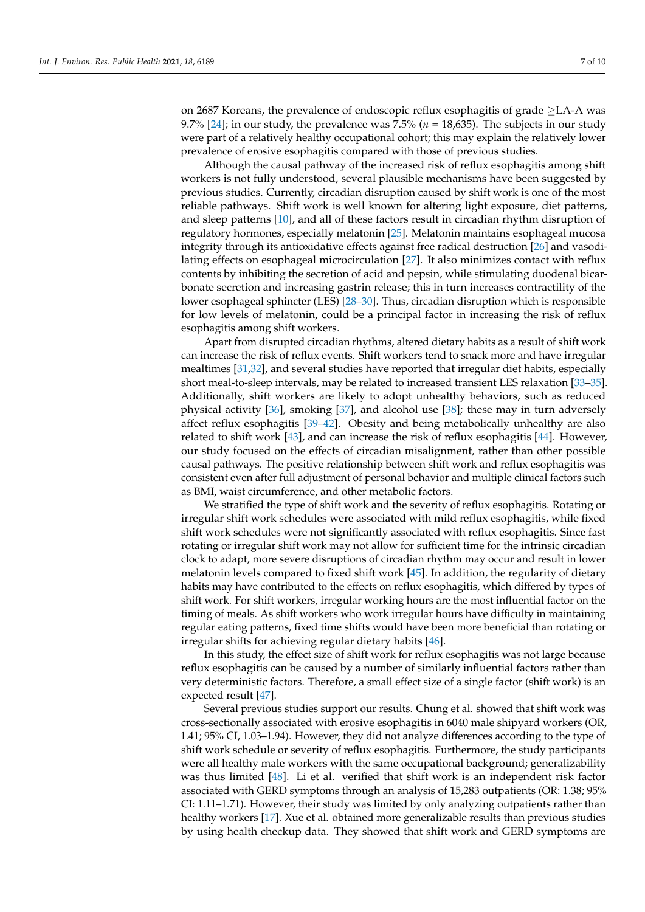on 2687 Koreans, the prevalence of endoscopic reflux esophagitis of grade ≥LA-A was 9.7% [24]; in our study, the prevalence was 7.5% ($n$ = 18,635). The subjects in our study were part of a relatively healthy occupational cohort; this may explain the relatively lower prevalence of erosive esophagitis compared with those of previous studies.

Although the causal pathway of the increased risk of reflux esophagitis among shift workers is not fully understood, several plausible mechanisms have been suggested by previous studies. Currently, circadian disruption caused by shift work is one of the most reliable pathways. Shift work is well known for altering light exposure, diet patterns, and sleep patterns [10], and all of these factors result in circadian rhythm disruption of regulatory hormones, especially melatonin [25]. Melatonin maintains esophageal mucosa integrity through its antioxidative effects against free radical destruction [26] and vasodilating effects on esophageal microcirculation [27]. It also minimizes contact with reflux contents by inhibiting the secretion of acid and pepsin, while stimulating duodenal bicarbonate secretion and increasing gastrin release; this in turn increases contractility of the lower esophageal sphincter (LES) [28–30]. Thus, circadian disruption which is responsible for low levels of melatonin, could be a principal factor in increasing the risk of reflux esophagitis among shift workers.

Apart from disrupted circadian rhythms, altered dietary habits as a result of shift work can increase the risk of reflux events. Shift workers tend to snack more and have irregular mealtimes [31,32], and several studies have reported that irregular diet habits, especially short meal-to-sleep intervals, may be related to increased transient LES relaxation [33–35]. Additionally, shift workers are likely to adopt unhealthy behaviors, such as reduced physical activity [36], smoking [37], and alcohol use [38]; these may in turn adversely affect reflux esophagitis [39–42]. Obesity and being metabolically unhealthy are also related to shift work [43], and can increase the risk of reflux esophagitis [44]. However, our study focused on the effects of circadian misalignment, rather than other possible causal pathways. The positive relationship between shift work and reflux esophagitis was consistent even after full adjustment of personal behavior and multiple clinical factors such as BMI, waist circumference, and other metabolic factors.

We stratified the type of shift work and the severity of reflux esophagitis. Rotating or irregular shift work schedules were associated with mild reflux esophagitis, while fixed shift work schedules were not significantly associated with reflux esophagitis. Since fast rotating or irregular shift work may not allow for sufficient time for the intrinsic circadian clock to adapt, more severe disruptions of circadian rhythm may occur and result in lower melatonin levels compared to fixed shift work [45]. In addition, the regularity of dietary habits may have contributed to the effects on reflux esophagitis, which differed by types of shift work. For shift workers, irregular working hours are the most influential factor on the timing of meals. As shift workers who work irregular hours have difficulty in maintaining regular eating patterns, fixed time shifts would have been more beneficial than rotating or irregular shifts for achieving regular dietary habits [46].

In this study, the effect size of shift work for reflux esophagitis was not large because reflux esophagitis can be caused by a number of similarly influential factors rather than very deterministic factors. Therefore, a small effect size of a single factor (shift work) is an expected result [47].

Several previous studies support our results. Chung et al. showed that shift work was cross-sectionally associated with erosive esophagitis in 6040 male shipyard workers (OR, 1.41; 95% CI, 1.03–1.94). However, they did not analyze differences according to the type of shift work schedule or severity of reflux esophagitis. Furthermore, the study participants were all healthy male workers with the same occupational background; generalizability was thus limited [48]. Li et al. verified that shift work is an independent risk factor associated with GERD symptoms through an analysis of 15,283 outpatients (OR: 1.38; 95% CI: 1.11–1.71). However, their study was limited by only analyzing outpatients rather than healthy workers [17]. Xue et al. obtained more generalizable results than previous studies by using health checkup data. They showed that shift work and GERD symptoms are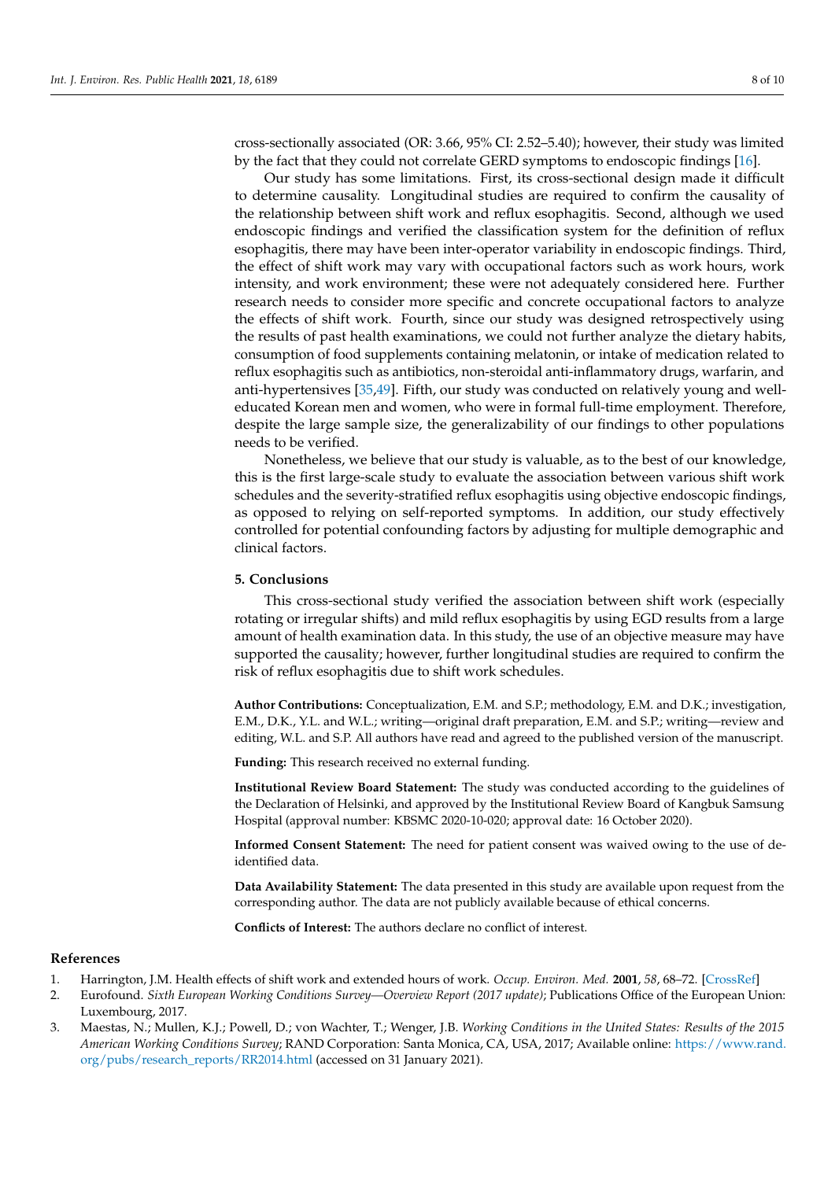cross-sectionally associated (OR: 3.66, 95% CI: 2.52–5.40); however, their study was limited by the fact that they could not correlate GERD symptoms to endoscopic findings [16].

Our study has some limitations. First, its cross-sectional design made it difficult to determine causality. Longitudinal studies are required to confirm the causality of the relationship between shift work and reflux esophagitis. Second, although we used endoscopic findings and verified the classification system for the definition of reflux esophagitis, there may have been inter-operator variability in endoscopic findings. Third, the effect of shift work may vary with occupational factors such as work hours, work intensity, and work environment; these were not adequately considered here. Further research needs to consider more specific and concrete occupational factors to analyze the effects of shift work. Fourth, since our study was designed retrospectively using the results of past health examinations, we could not further analyze the dietary habits, consumption of food supplements containing melatonin, or intake of medication related to reflux esophagitis such as antibiotics, non-steroidal anti-inflammatory drugs, warfarin, and anti-hypertensives [35,49]. Fifth, our study was conducted on relatively young and well-educated Korean men and women, who were in formal full-time employment. Therefore, despite the large sample size, the generalizability of our findings to other populations needs to be verified.

Nonetheless, we believe that our study is valuable, as to the best of our knowledge, this is the first large-scale study to evaluate the association between various shift work schedules and the severity-stratified reflux esophagitis using objective endoscopic findings, as opposed to relying on self-reported symptoms. In addition, our study effectively controlled for potential confounding factors by adjusting for multiple demographic and clinical factors.

## 5. Conclusions

This cross-sectional study verified the association between shift work (especially rotating or irregular shifts) and mild reflux esophagitis by using EGD results from a large amount of health examination data. In this study, the use of an objective measure may have supported the causality; however, further longitudinal studies are required to confirm the risk of reflux esophagitis due to shift work schedules.

**Author Contributions:** Conceptualization, E.M. and S.P.; methodology, E.M. and D.K.; investigation, E.M., D.K., Y.L. and W.L.; writing—original draft preparation, E.M. and S.P.; writing—review and editing, W.L. and S.P. All authors have read and agreed to the published version of the manuscript.

**Funding:** This research received no external funding.

**Institutional Review Board Statement:** The study was conducted according to the guidelines of the Declaration of Helsinki, and approved by the Institutional Review Board of Kangbuk Samsung Hospital (approval number: KBSMC 2020-10-020; approval date: 16 October 2020).

**Informed Consent Statement:** The need for patient consent was waived owing to the use of de-identified data.

**Data Availability Statement:** The data presented in this study are available upon request from the corresponding author. The data are not publicly available because of ethical concerns.

**Conflicts of Interest:** The authors declare no conflict of interest.

## References

1. Harrington, J.M. Health effects of shift work and extended hours of work. *Occup. Environ. Med.* **2001**, *58*, 68–72. [CrossRef]
2. Eurofound. *Sixth European Working Conditions Survey—Overview Report (2017 update)*; Publications Office of the European Union: Luxembourg, 2017.
3. Maestas, N.; Mullen, K.J.; Powell, D.; von Wachter, T.; Wenger, J.B. *Working Conditions in the United States: Results of the 2015 American Working Conditions Survey*; RAND Corporation: Santa Monica, CA, USA, 2017; Available online: https://www.rand.org/pubs/research_reports/RR2014.html (accessed on 31 January 2021).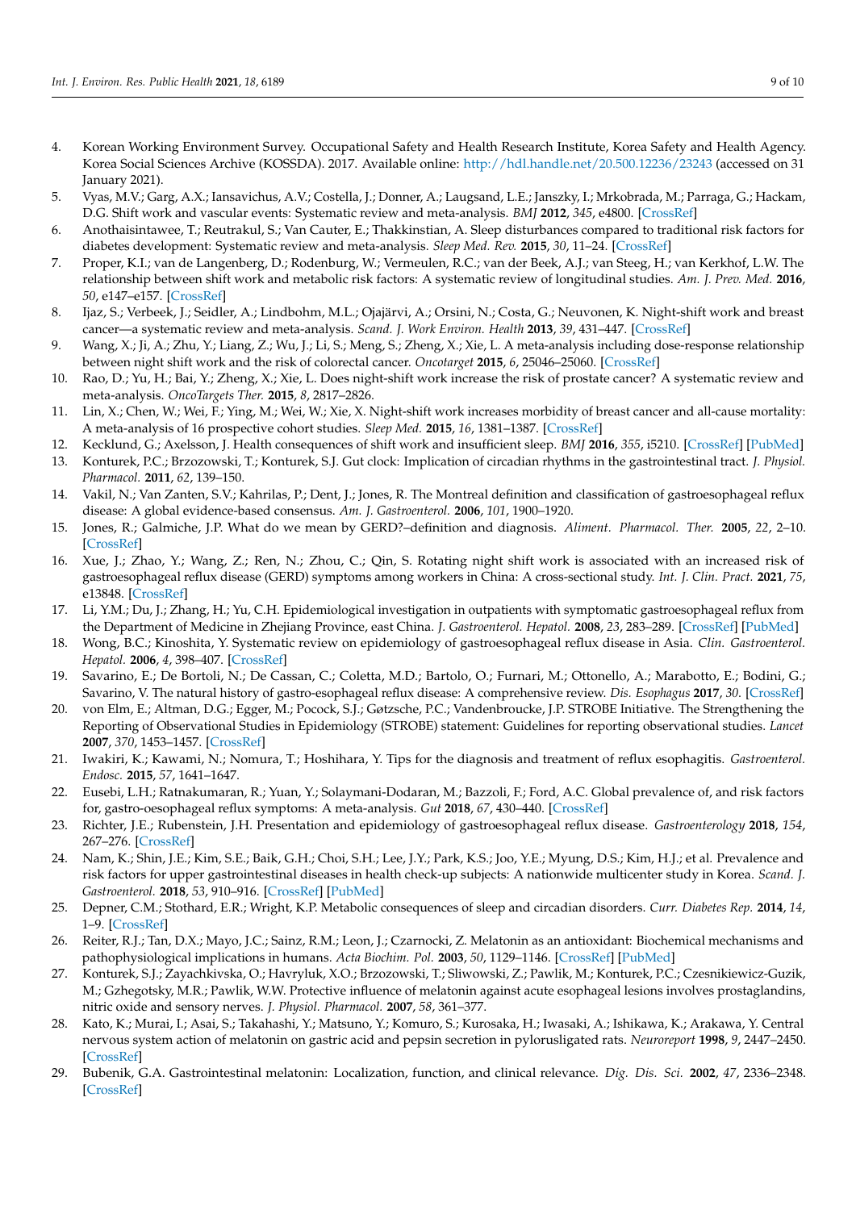4. Korean Working Environment Survey. Occupational Safety and Health Research Institute, Korea Safety and Health Agency. Korea Social Sciences Archive (KOSSDA). 2017. Available online: http://hdl.handle.net/20.500.12236/23243 (accessed on 31 January 2021).
5. Vyas, M.V.; Garg, A.X.; Iansavichus, A.V.; Costella, J.; Donner, A.; Laugsand, L.E.; Janszky, I.; Mrkobrada, M.; Parraga, G.; Hackam, D.G. Shift work and vascular events: Systematic review and meta-analysis. *BMJ* **2012**, *345*, e4800. [CrossRef]
6. Anothaisintawee, T.; Reutrakul, S.; Van Cauter, E.; Thakkinstian, A. Sleep disturbances compared to traditional risk factors for diabetes development: Systematic review and meta-analysis. *Sleep Med. Rev.* **2015**, *30*, 11–24. [CrossRef]
7. Proper, K.I.; van de Langenberg, D.; Rodenburg, W.; Vermeulen, R.C.; van der Beek, A.J.; van Steeg, H.; van Kerkhof, L.W. The relationship between shift work and metabolic risk factors: A systematic review of longitudinal studies. *Am. J. Prev. Med.* **2016**, *50*, e147–e157. [CrossRef]
8. Ijaz, S.; Verbeek, J.; Seidler, A.; Lindbohm, M.L.; Ojajärvi, A.; Orsini, N.; Costa, G.; Neuvonen, K. Night-shift work and breast cancer—a systematic review and meta-analysis. *Scand. J. Work Environ. Health* **2013**, *39*, 431–447. [CrossRef]
9. Wang, X.; Ji, A.; Zhu, Y.; Liang, Z.; Wu, J.; Li, S.; Meng, S.; Zheng, X.; Xie, L. A meta-analysis including dose-response relationship between night shift work and the risk of colorectal cancer. *Oncotarget* **2015**, *6*, 25046–25060. [CrossRef]
10. Rao, D.; Yu, H.; Bai, Y.; Zheng, X.; Xie, L. Does night-shift work increase the risk of prostate cancer? A systematic review and meta-analysis. *OncoTargets Ther.* **2015**, *8*, 2817–2826.
11. Lin, X.; Chen, W.; Wei, F.; Ying, M.; Wei, W.; Xie, X. Night-shift work increases morbidity of breast cancer and all-cause mortality: A meta-analysis of 16 prospective cohort studies. *Sleep Med.* **2015**, *16*, 1381–1387. [CrossRef]
12. Kecklund, G.; Axelsson, J. Health consequences of shift work and insufficient sleep. *BMJ* **2016**, *355*, i5210. [CrossRef] [PubMed]
13. Konturek, P.C.; Brzozowski, T.; Konturek, S.J. Gut clock: Implication of circadian rhythms in the gastrointestinal tract. *J. Physiol. Pharmacol.* **2011**, *62*, 139–150.
14. Vakil, N.; Van Zanten, S.V.; Kahrilas, P.; Dent, J.; Jones, R. The Montreal definition and classification of gastroesophageal reflux disease: A global evidence-based consensus. *Am. J. Gastroenterol.* **2006**, *101*, 1900–1920.
15. Jones, R.; Galmiche, J.P. What do we mean by GERD?–definition and diagnosis. *Aliment. Pharmacol. Ther.* **2005**, *22*, 2–10. [CrossRef]
16. Xue, J.; Zhao, Y.; Wang, Z.; Ren, N.; Zhou, C.; Qin, S. Rotating night shift work is associated with an increased risk of gastroesophageal reflux disease (GERD) symptoms among workers in China: A cross-sectional study. *Int. J. Clin. Pract.* **2021**, *75*, e13848. [CrossRef]
17. Li, Y.M.; Du, J.; Zhang, H.; Yu, C.H. Epidemiological investigation in outpatients with symptomatic gastroesophageal reflux from the Department of Medicine in Zhejiang Province, east China. *J. Gastroenterol. Hepatol.* **2008**, *23*, 283–289. [CrossRef] [PubMed]
18. Wong, B.C.; Kinoshita, Y. Systematic review on epidemiology of gastroesophageal reflux disease in Asia. *Clin. Gastroenterol. Hepatol.* **2006**, *4*, 398–407. [CrossRef]
19. Savarino, E.; De Bortoli, N.; De Cassan, C.; Coletta, M.D.; Bartolo, O.; Furnari, M.; Ottonello, A.; Marabotto, E.; Bodini, G.; Savarino, V. The natural history of gastro-esophageal reflux disease: A comprehensive review. *Dis. Esophagus* **2017**, *30*. [CrossRef]
20. von Elm, E.; Altman, D.G.; Egger, M.; Pocock, S.J.; Gøtzsche, P.C.; Vandenbroucke, J.P. STROBE Initiative. The Strengthening the Reporting of Observational Studies in Epidemiology (STROBE) statement: Guidelines for reporting observational studies. *Lancet* **2007**, *370*, 1453–1457. [CrossRef]
21. Iwakiri, K.; Kawami, N.; Nomura, T.; Hoshihara, Y. Tips for the diagnosis and treatment of reflux esophagitis. *Gastroenterol. Endosc.* **2015**, *57*, 1641–1647.
22. Eusebi, L.H.; Ratnakumaran, R.; Yuan, Y.; Solaymani-Dodaran, M.; Bazzoli, F.; Ford, A.C. Global prevalence of, and risk factors for, gastro-oesophageal reflux symptoms: A meta-analysis. *Gut* **2018**, *67*, 430–440. [CrossRef]
23. Richter, J.E.; Rubenstein, J.H. Presentation and epidemiology of gastroesophageal reflux disease. *Gastroenterology* **2018**, *154*, 267–276. [CrossRef]
24. Nam, K.; Shin, J.E.; Kim, S.E.; Baik, G.H.; Choi, S.H.; Lee, J.Y.; Park, K.S.; Joo, Y.E.; Myung, D.S.; Kim, H.J.; et al. Prevalence and risk factors for upper gastrointestinal diseases in health check-up subjects: A nationwide multicenter study in Korea. *Scand. J. Gastroenterol.* **2018**, *53*, 910–916. [CrossRef] [PubMed]
25. Depner, C.M.; Stothard, E.R.; Wright, K.P. Metabolic consequences of sleep and circadian disorders. *Curr. Diabetes Rep.* **2014**, *14*, 1–9. [CrossRef]
26. Reiter, R.J.; Tan, D.X.; Mayo, J.C.; Sainz, R.M.; Leon, J.; Czarnocki, Z. Melatonin as an antioxidant: Biochemical mechanisms and pathophysiological implications in humans. *Acta Biochim. Pol.* **2003**, *50*, 1129–1146. [CrossRef] [PubMed]
27. Konturek, S.J.; Zayachkivska, O.; Havryluk, X.O.; Brzozowski, T.; Sliwowski, Z.; Pawlik, M.; Konturek, P.C.; Czesnikiewicz-Guzik, M.; Gzhegotsky, M.R.; Pawlik, W.W. Protective influence of melatonin against acute esophageal lesions involves prostaglandins, nitric oxide and sensory nerves. *J. Physiol. Pharmacol.* **2007**, *58*, 361–377.
28. Kato, K.; Murai, I.; Asai, S.; Takahashi, Y.; Matsuno, Y.; Komuro, S.; Kurosaka, H.; Iwasaki, A.; Ishikawa, K.; Arakawa, Y. Central nervous system action of melatonin on gastric acid and pepsin secretion in pylorusligated rats. *Neuroreport* **1998**, *9*, 2447–2450. [CrossRef]
29. Bubenik, G.A. Gastrointestinal melatonin: Localization, function, and clinical relevance. *Dig. Dis. Sci.* **2002**, *47*, 2336–2348. [CrossRef]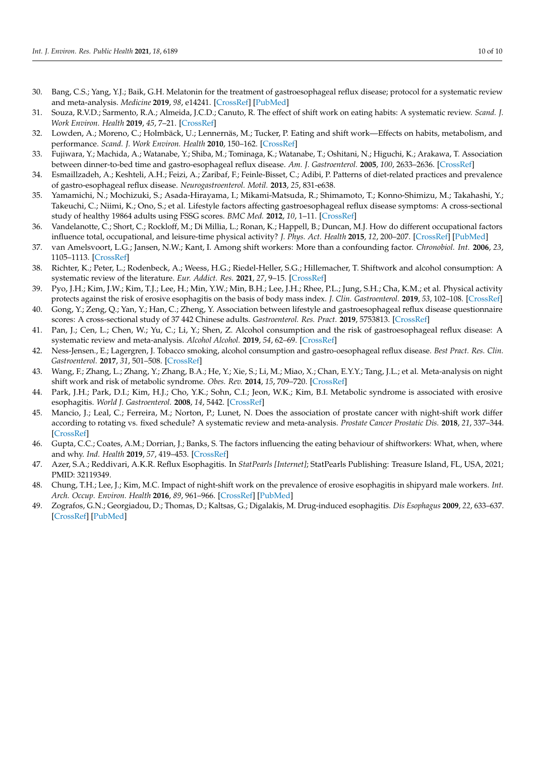30. Bang, C.S.; Yang, Y.J.; Baik, G.H. Melatonin for the treatment of gastroesophageal reflux disease; protocol for a systematic review and meta-analysis. *Medicine* **2019**, *98*, e14241. [CrossRef] [PubMed]
31. Souza, R.V.D.; Sarmento, R.A.; Almeida, J.C.D.; Canuto, R. The effect of shift work on eating habits: A systematic review. *Scand. J. Work Environ. Health* **2019**, *45*, 7–21. [CrossRef]
32. Lowden, A.; Moreno, C.; Holmbäck, U.; Lennernäs, M.; Tucker, P. Eating and shift work—Effects on habits, metabolism, and performance. *Scand. J. Work Environ. Health* **2010**, 150–162. [CrossRef]
33. Fujiwara, Y.; Machida, A.; Watanabe, Y.; Shiba, M.; Tominaga, K.; Watanabe, T.; Oshitani, N.; Higuchi, K.; Arakawa, T. Association between dinner-to-bed time and gastro-esophageal reflux disease. *Am. J. Gastroenterol.* **2005**, *100*, 2633–2636. [CrossRef]
34. Esmaillzadeh, A.; Keshteli, A.H.; Feizi, A.; Zaribaf, F.; Feinle-Bisset, C.; Adibi, P. Patterns of diet-related practices and prevalence of gastro-esophageal reflux disease. *Neurogastroenterol. Motil.* **2013**, *25*, 831-e638.
35. Yamamichi, N.; Mochizuki, S.; Asada-Hirayama, I.; Mikami-Matsuda, R.; Shimamoto, T.; Konno-Shimizu, M.; Takahashi, Y.; Takeuchi, C.; Niimi, K.; Ono, S.; et al. Lifestyle factors affecting gastroesophageal reflux disease symptoms: A cross-sectional study of healthy 19864 adults using FSSG scores. *BMC Med.* **2012**, *10*, 1–11. [CrossRef]
36. Vandelanotte, C.; Short, C.; Rockloff, M.; Di Millia, L.; Ronan, K.; Happell, B.; Duncan, M.J. How do different occupational factors influence total, occupational, and leisure-time physical activity? *J. Phys. Act. Health* **2015**, *12*, 200–207. [CrossRef] [PubMed]
37. van Amelsvoort, L.G.; Jansen, N.W.; Kant, I. Among shift workers: More than a confounding factor. *Chronobiol. Int.* **2006**, *23*, 1105–1113. [CrossRef]
38. Richter, K.; Peter, L.; Rodenbeck, A.; Weess, H.G.; Riedel-Heller, S.G.; Hillemacher, T. Shiftwork and alcohol consumption: A systematic review of the literature. *Eur. Addict. Res.* **2021**, *27*, 9–15. [CrossRef]
39. Pyo, J.H.; Kim, J.W.; Kim, T.J.; Lee, H.; Min, Y.W.; Min, B.H.; Lee, J.H.; Rhee, P.L.; Jung, S.H.; Cha, K.M.; et al. Physical activity protects against the risk of erosive esophagitis on the basis of body mass index. *J. Clin. Gastroenterol.* **2019**, *53*, 102–108. [CrossRef]
40. Gong, Y.; Zeng, Q.; Yan, Y.; Han, C.; Zheng, Y. Association between lifestyle and gastroesophageal reflux disease questionnaire scores: A cross-sectional study of 37 442 Chinese adults. *Gastroenterol. Res. Pract.* **2019**, 5753813. [CrossRef]
41. Pan, J.; Cen, L.; Chen, W.; Yu, C.; Li, Y.; Shen, Z. Alcohol consumption and the risk of gastroesophageal reflux disease: A systematic review and meta-analysis. *Alcohol Alcohol.* **2019**, *54*, 62–69. [CrossRef]
42. Ness-Jensen., E.; Lagergren, J. Tobacco smoking, alcohol consumption and gastro-oesophageal reflux disease. *Best Pract. Res. Clin. Gastroenterol.* **2017**, *31*, 501–508. [CrossRef]
43. Wang, F.; Zhang, L.; Zhang, Y.; Zhang, B.A.; He, Y.; Xie, S.; Li, M.; Miao, X.; Chan, E.Y.Y.; Tang, J.L.; et al. Meta-analysis on night shift work and risk of metabolic syndrome. *Obes. Rev.* **2014**, *15*, 709–720. [CrossRef]
44. Park, J.H.; Park, D.I.; Kim, H.J.; Cho, Y.K.; Sohn, C.I.; Jeon, W.K.; Kim, B.I. Metabolic syndrome is associated with erosive esophagitis. *World J. Gastroenterol.* **2008**, *14*, 5442. [CrossRef]
45. Mancio, J.; Leal, C.; Ferreira, M.; Norton, P.; Lunet, N. Does the association of prostate cancer with night-shift work differ according to rotating vs. fixed schedule? A systematic review and meta-analysis. *Prostate Cancer Prostatic Dis.* **2018**, *21*, 337–344. [CrossRef]
46. Gupta, C.C.; Coates, A.M.; Dorrian, J.; Banks, S. The factors influencing the eating behaviour of shiftworkers: What, when, where and why. *Ind. Health* **2019**, *57*, 419–453. [CrossRef]
47. Azer, S.A.; Reddivari, A.K.R. Reflux Esophagitis. In *StatPearls [Internet]*; StatPearls Publishing: Treasure Island, FL, USA, 2021; PMID: 32119349.
48. Chung, T.H.; Lee, J.; Kim, M.C. Impact of night-shift work on the prevalence of erosive esophagitis in shipyard male workers. *Int. Arch. Occup. Environ. Health* **2016**, *89*, 961–966. [CrossRef] [PubMed]
49. Zografos, G.N.; Georgiadou, D.; Thomas, D.; Kaltsas, G.; Digalakis, M. Drug-induced esophagitis. *Dis Esophagus* **2009**, *22*, 633–637. [CrossRef] [PubMed]